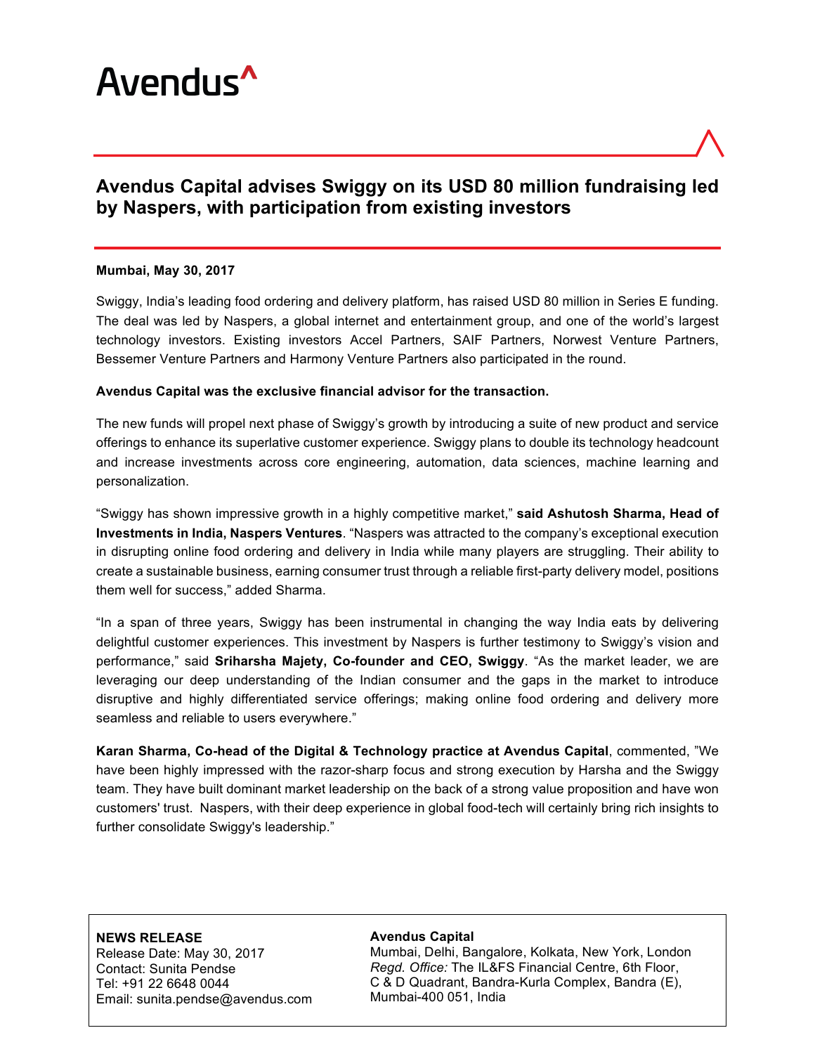Avendus^

# Avendus Capital advises Swiggy on its USD 80 million fundraising led by Naspers, with participation from existing investors

**Mumbai, May 30, 2017**

Swiggy, India's leading food ordering and delivery platform, has raised USD 80 million in Series E funding. The deal was led by Naspers, a global internet and entertainment group, and one of the world's largest technology investors. Existing investors Accel Partners, SAIF Partners, Norwest Venture Partners, Bessemer Venture Partners and Harmony Venture Partners also participated in the round.

**Avendus Capital was the exclusive financial advisor for the transaction.**

The new funds will propel next phase of Swiggy's growth by introducing a suite of new product and service offerings to enhance its superlative customer experience. Swiggy plans to double its technology headcount and increase investments across core engineering, automation, data sciences, machine learning and personalization.

"Swiggy has shown impressive growth in a highly competitive market," **said Ashutosh Sharma, Head of Investments in India, Naspers Ventures**. "Naspers was attracted to the company's exceptional execution in disrupting online food ordering and delivery in India while many players are struggling. Their ability to create a sustainable business, earning consumer trust through a reliable first-party delivery model, positions them well for success," added Sharma.

"In a span of three years, Swiggy has been instrumental in changing the way India eats by delivering delightful customer experiences. This investment by Naspers is further testimony to Swiggy's vision and performance," said **Sriharsha Majety, Co-founder and CEO, Swiggy**. "As the market leader, we are leveraging our deep understanding of the Indian consumer and the gaps in the market to introduce disruptive and highly differentiated service offerings; making online food ordering and delivery more seamless and reliable to users everywhere."

**Karan Sharma, Co-head of the Digital & Technology practice at Avendus Capital**, commented, "We have been highly impressed with the razor-sharp focus and strong execution by Harsha and the Swiggy team. They have built dominant market leadership on the back of a strong value proposition and have won customers' trust. Naspers, with their deep experience in global food-tech will certainly bring rich insights to further consolidate Swiggy's leadership."

**NEWS RELEASE**
Release Date: May 30, 2017
Contact: Sunita Pendse
Tel: +91 22 6648 0044
Email: sunita.pendse@avendus.com

**Avendus Capital**
Mumbai, Delhi, Bangalore, Kolkata, New York, London
*Regd. Office:* The IL&FS Financial Centre, 6th Floor, C & D Quadrant, Bandra-Kurla Complex, Bandra (E), Mumbai-400 051, India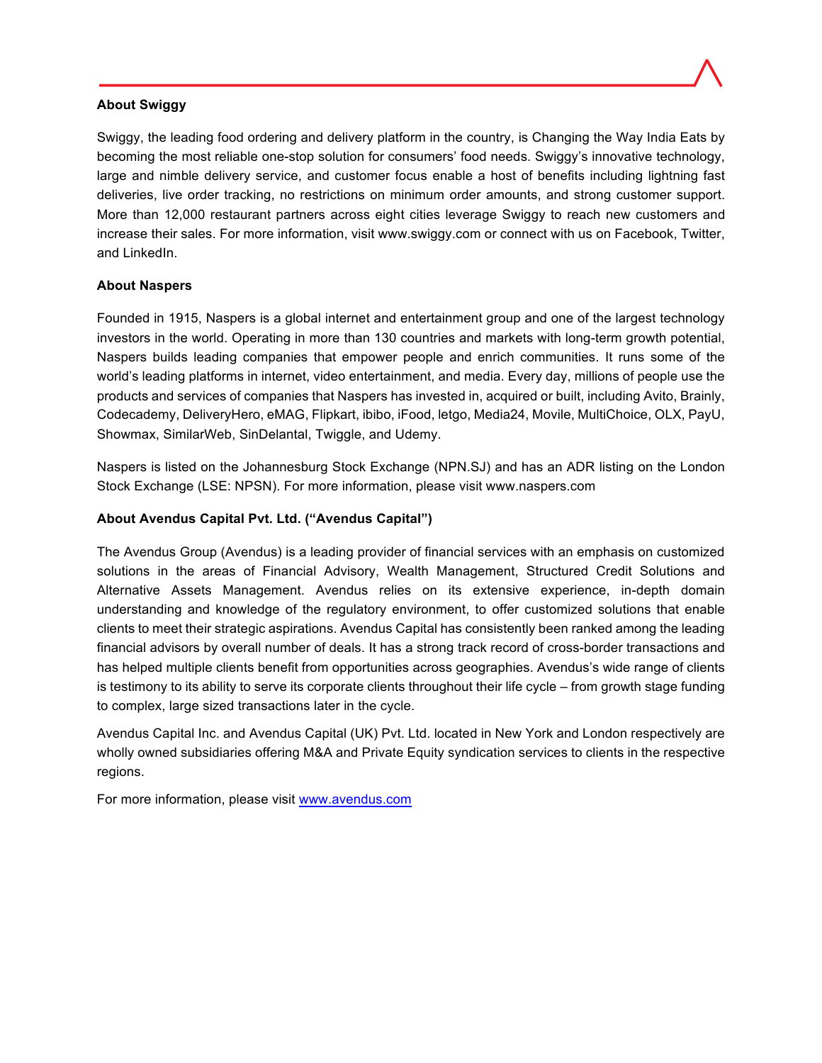**About Swiggy**

Swiggy, the leading food ordering and delivery platform in the country, is Changing the Way India Eats by becoming the most reliable one-stop solution for consumers' food needs. Swiggy's innovative technology, large and nimble delivery service, and customer focus enable a host of benefits including lightning fast deliveries, live order tracking, no restrictions on minimum order amounts, and strong customer support. More than 12,000 restaurant partners across eight cities leverage Swiggy to reach new customers and increase their sales. For more information, visit www.swiggy.com or connect with us on Facebook, Twitter, and LinkedIn.

**About Naspers**

Founded in 1915, Naspers is a global internet and entertainment group and one of the largest technology investors in the world. Operating in more than 130 countries and markets with long-term growth potential, Naspers builds leading companies that empower people and enrich communities. It runs some of the world's leading platforms in internet, video entertainment, and media. Every day, millions of people use the products and services of companies that Naspers has invested in, acquired or built, including Avito, Brainly, Codecademy, DeliveryHero, eMAG, Flipkart, ibibo, iFood, letgo, Media24, Movile, MultiChoice, OLX, PayU, Showmax, SimilarWeb, SinDelantal, Twiggle, and Udemy.

Naspers is listed on the Johannesburg Stock Exchange (NPN.SJ) and has an ADR listing on the London Stock Exchange (LSE: NPSN). For more information, please visit www.naspers.com

**About Avendus Capital Pvt. Ltd. ("Avendus Capital")**

The Avendus Group (Avendus) is a leading provider of financial services with an emphasis on customized solutions in the areas of Financial Advisory, Wealth Management, Structured Credit Solutions and Alternative Assets Management. Avendus relies on its extensive experience, in-depth domain understanding and knowledge of the regulatory environment, to offer customized solutions that enable clients to meet their strategic aspirations. Avendus Capital has consistently been ranked among the leading financial advisors by overall number of deals. It has a strong track record of cross-border transactions and has helped multiple clients benefit from opportunities across geographies. Avendus's wide range of clients is testimony to its ability to serve its corporate clients throughout their life cycle – from growth stage funding to complex, large sized transactions later in the cycle.

Avendus Capital Inc. and Avendus Capital (UK) Pvt. Ltd. located in New York and London respectively are wholly owned subsidiaries offering M&A and Private Equity syndication services to clients in the respective regions.

For more information, please visit www.avendus.com